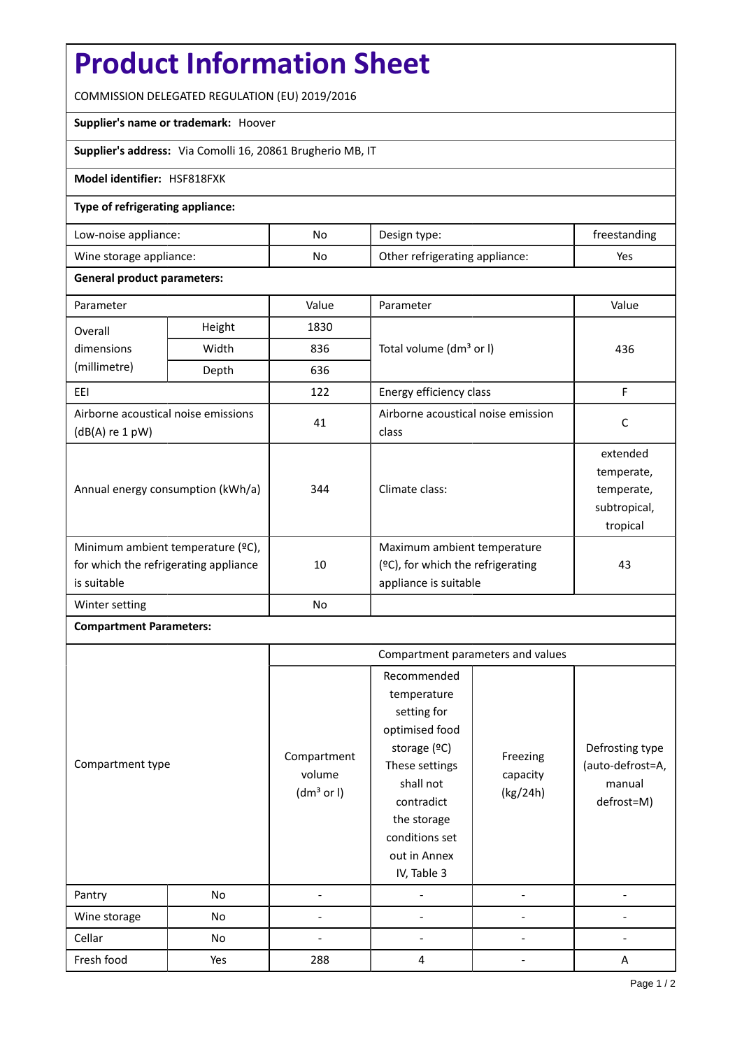# Product Information Sheet

COMMISSION DELEGATED REGULATION (EU) 2019/2016

**Supplier's name or trademark:** Hoover

**Supplier's address:** Via Comolli 16, 20861 Brugherio MB, IT

**Model identifier:** HSF818FXK

**Type of refrigerating appliance:**

| | | | |
|---|---|---|---|
| Low-noise appliance: | No | Design type: | freestanding |
| Wine storage appliance: | No | Other refrigerating appliance: | Yes |

**General product parameters:**

| Parameter | | Value | Parameter | Value |
|---|---|---|---|---|
| Overall dimensions (millimetre) | Height | 1830 | Total volume (dm³ or l) | 436 |
| | Width | 836 | | |
| | Depth | 636 | | |
| EEI | | 122 | Energy efficiency class | F |
| Airborne acoustical noise emissions (dB(A) re 1 pW) | | 41 | Airborne acoustical noise emission class | C |
| Annual energy consumption (kWh/a) | | 344 | Climate class: | extended temperate, temperate, subtropical, tropical |
| Minimum ambient temperature (ºC), for which the refrigerating appliance is suitable | | 10 | Maximum ambient temperature (ºC), for which the refrigerating appliance is suitable | 43 |
| Winter setting | | No | | |

**Compartment Parameters:**

| Compartment type | | Compartment volume (dm³ or l) | Recommended temperature setting for optimised food storage (ºC) These settings shall not contradict the storage conditions set out in Annex IV, Table 3 | Freezing capacity (kg/24h) | Defrosting type (auto-defrost=A, manual defrost=M) |
|---|---|---|---|---|---|
| Pantry | No | - | - | - | - |
| Wine storage | No | - | - | - | - |
| Cellar | No | - | - | - | - |
| Fresh food | Yes | 288 | 4 | - | A |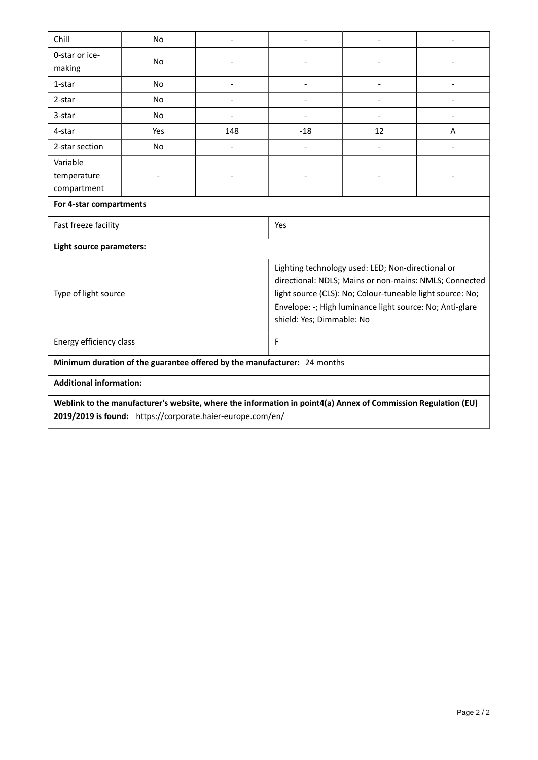| | | | | | |
|---|---|---|---|---|---|
| Chill | No | - | - | - | - |
| 0-star or ice-making | No | - | - | - | - |
| 1-star | No | - | - | - | - |
| 2-star | No | - | - | - | - |
| 3-star | No | - | - | - | - |
| 4-star | Yes | 148 | -18 | 12 | A |
| 2-star section | No | - | - | - | - |
| Variable temperature compartment | - | - | - | - | - |

| | |
|---|---|
| **For 4-star compartments** | |
| Fast freeze facility | Yes |
| **Light source parameters:** | |
| Type of light source | Lighting technology used: LED; Non-directional or directional: NDLS; Mains or non-mains: NMLS; Connected light source (CLS): No; Colour-tuneable light source: No; Envelope: -; High luminance light source: No; Anti-glare shield: Yes; Dimmable: No |
| Energy efficiency class | F |
| **Minimum duration of the guarantee offered by the manufacturer:** 24 months | |
| **Additional information:** | |
| **Weblink to the manufacturer's website, where the information in point4(a) Annex of Commission Regulation (EU) 2019/2019 is found:** https://corporate.haier-europe.com/en/ | |